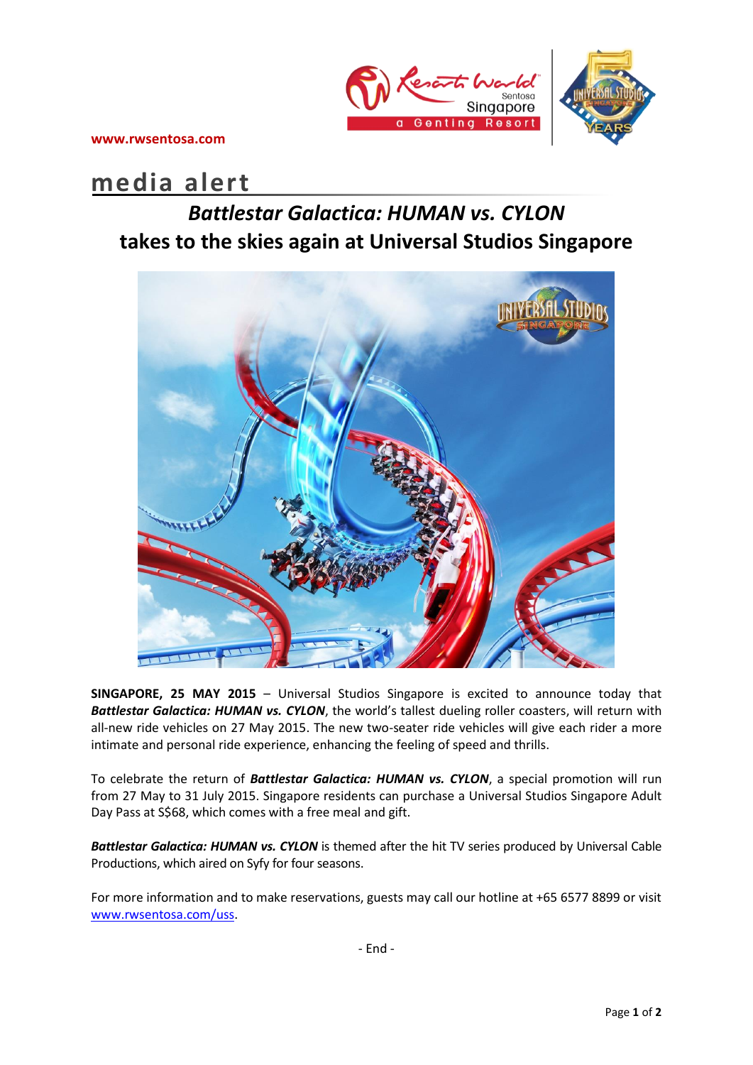www.rwsentosa.com

# media alert

## *Battlestar Galactica: HUMAN vs. CYLON* takes to the skies again at Universal Studios Singapore

**SINGAPORE, 25 MAY 2015** – Universal Studios Singapore is excited to announce today that ***Battlestar Galactica: HUMAN vs. CYLON***, the world's tallest dueling roller coasters, will return with all-new ride vehicles on 27 May 2015. The new two-seater ride vehicles will give each rider a more intimate and personal ride experience, enhancing the feeling of speed and thrills.

To celebrate the return of ***Battlestar Galactica: HUMAN vs. CYLON***, a special promotion will run from 27 May to 31 July 2015. Singapore residents can purchase a Universal Studios Singapore Adult Day Pass at S$68, which comes with a free meal and gift.

***Battlestar Galactica: HUMAN vs. CYLON*** is themed after the hit TV series produced by Universal Cable Productions, which aired on Syfy for four seasons.

For more information and to make reservations, guests may call our hotline at +65 6577 8899 or visit www.rwsentosa.com/uss.

- End -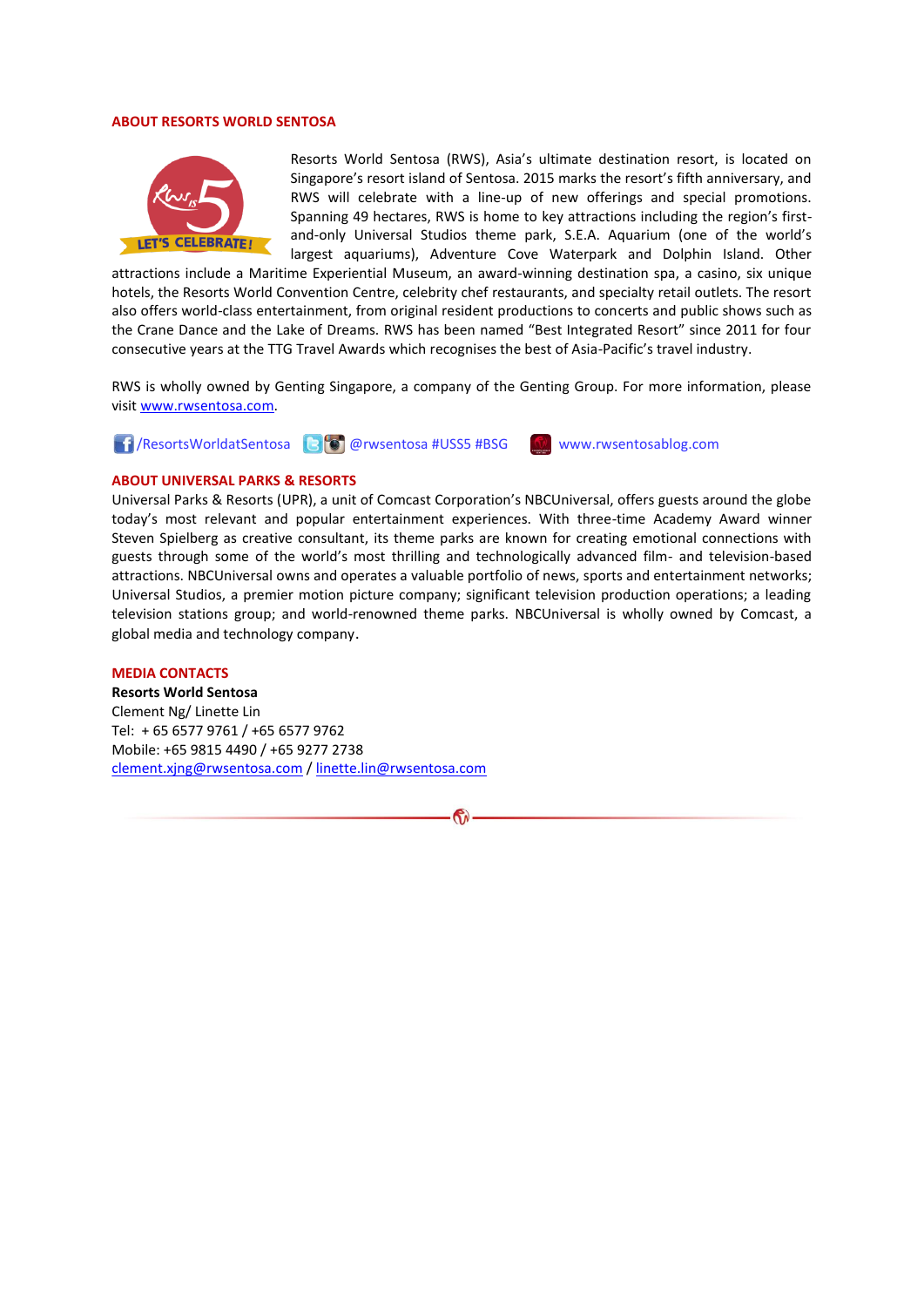## ABOUT RESORTS WORLD SENTOSA

Resorts World Sentosa (RWS), Asia's ultimate destination resort, is located on Singapore's resort island of Sentosa. 2015 marks the resort's fifth anniversary, and RWS will celebrate with a line-up of new offerings and special promotions. Spanning 49 hectares, RWS is home to key attractions including the region's first-and-only Universal Studios theme park, S.E.A. Aquarium (one of the world's largest aquariums), Adventure Cove Waterpark and Dolphin Island. Other attractions include a Maritime Experiential Museum, an award-winning destination spa, a casino, six unique hotels, the Resorts World Convention Centre, celebrity chef restaurants, and specialty retail outlets. The resort also offers world-class entertainment, from original resident productions to concerts and public shows such as the Crane Dance and the Lake of Dreams. RWS has been named "Best Integrated Resort" since 2011 for four consecutive years at the TTG Travel Awards which recognises the best of Asia-Pacific's travel industry.

RWS is wholly owned by Genting Singapore, a company of the Genting Group. For more information, please visit [www.rwsentosa.com](http://www.rwsentosa.com).

/ResortsWorldatSentosa @rwsentosa #USS5 #BSG www.rwsentosablog.com

## ABOUT UNIVERSAL PARKS & RESORTS

Universal Parks & Resorts (UPR), a unit of Comcast Corporation's NBCUniversal, offers guests around the globe today's most relevant and popular entertainment experiences. With three-time Academy Award winner Steven Spielberg as creative consultant, its theme parks are known for creating emotional connections with guests through some of the world's most thrilling and technologically advanced film- and television-based attractions. NBCUniversal owns and operates a valuable portfolio of news, sports and entertainment networks; Universal Studios, a premier motion picture company; significant television production operations; a leading television stations group; and world-renowned theme parks. NBCUniversal is wholly owned by Comcast, a global media and technology company.

## MEDIA CONTACTS

**Resorts World Sentosa**
Clement Ng/ Linette Lin
Tel: + 65 6577 9761 / +65 6577 9762
Mobile: +65 9815 4490 / +65 9277 2738
[clement.xjng@rwsentosa.com](mailto:clement.xjng@rwsentosa.com) / [linette.lin@rwsentosa.com](mailto:linette.lin@rwsentosa.com)